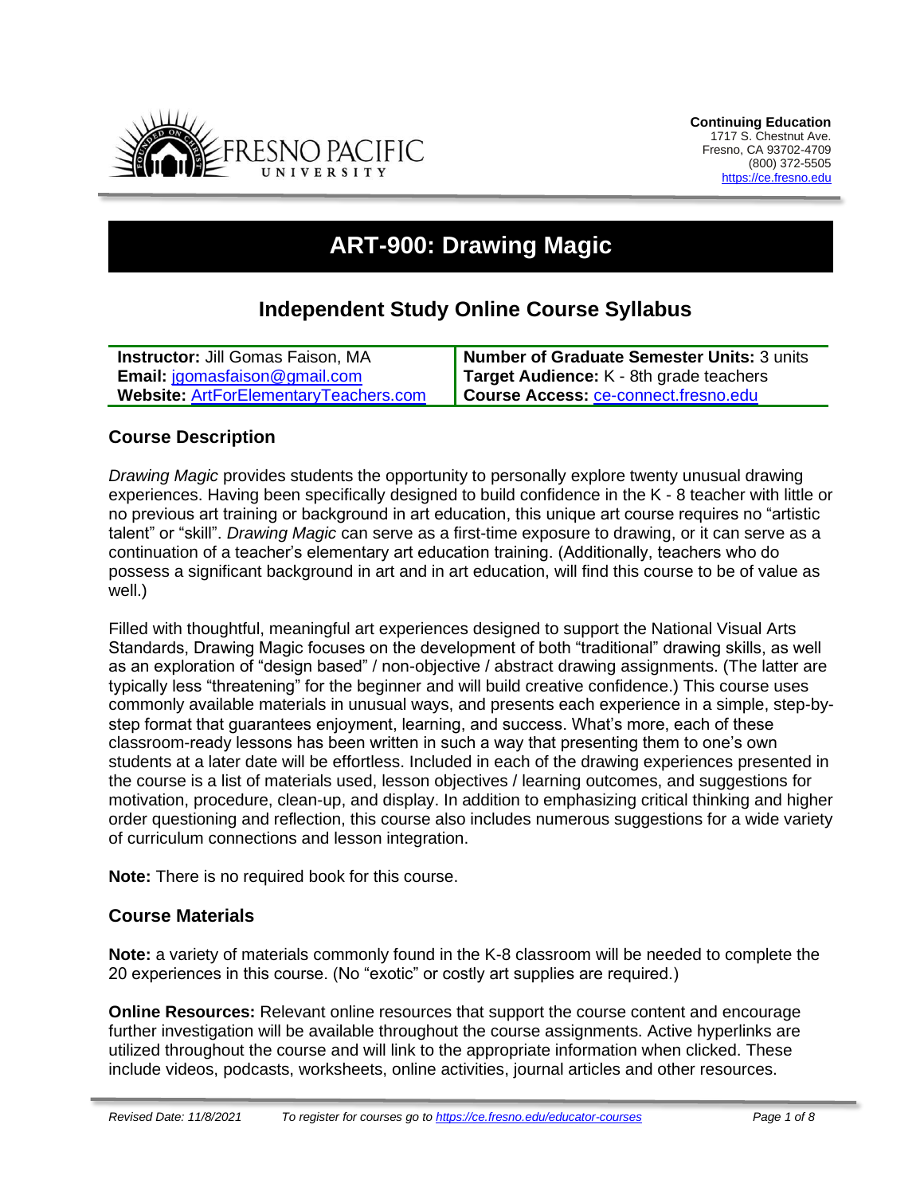**Continuing Education**
1717 S. Chestnut Ave.
Fresno, CA 93702-4709
(800) 372-5505
https://ce.fresno.edu

# ART-900: Drawing Magic

## Independent Study Online Course Syllabus

| | |
|---|---|
| **Instructor:** Jill Gomas Faison, MA | **Number of Graduate Semester Units:** 3 units |
| **Email:** jgomasfaison@gmail.com | **Target Audience:** K - 8th grade teachers |
| **Website:** ArtForElementaryTeachers.com | **Course Access:** ce-connect.fresno.edu |

### Course Description

*Drawing Magic* provides students the opportunity to personally explore twenty unusual drawing experiences. Having been specifically designed to build confidence in the K - 8 teacher with little or no previous art training or background in art education, this unique art course requires no "artistic talent" or "skill". *Drawing Magic* can serve as a first-time exposure to drawing, or it can serve as a continuation of a teacher's elementary art education training. (Additionally, teachers who do possess a significant background in art and in art education, will find this course to be of value as well.)

Filled with thoughtful, meaningful art experiences designed to support the National Visual Arts Standards, Drawing Magic focuses on the development of both "traditional" drawing skills, as well as an exploration of "design based" / non-objective / abstract drawing assignments. (The latter are typically less "threatening" for the beginner and will build creative confidence.) This course uses commonly available materials in unusual ways, and presents each experience in a simple, step-by-step format that guarantees enjoyment, learning, and success. What's more, each of these classroom-ready lessons has been written in such a way that presenting them to one's own students at a later date will be effortless. Included in each of the drawing experiences presented in the course is a list of materials used, lesson objectives / learning outcomes, and suggestions for motivation, procedure, clean-up, and display. In addition to emphasizing critical thinking and higher order questioning and reflection, this course also includes numerous suggestions for a wide variety of curriculum connections and lesson integration.

**Note:** There is no required book for this course.

### Course Materials

**Note:** a variety of materials commonly found in the K-8 classroom will be needed to complete the 20 experiences in this course. (No "exotic" or costly art supplies are required.)

**Online Resources:** Relevant online resources that support the course content and encourage further investigation will be available throughout the course assignments. Active hyperlinks are utilized throughout the course and will link to the appropriate information when clicked. These include videos, podcasts, worksheets, online activities, journal articles and other resources.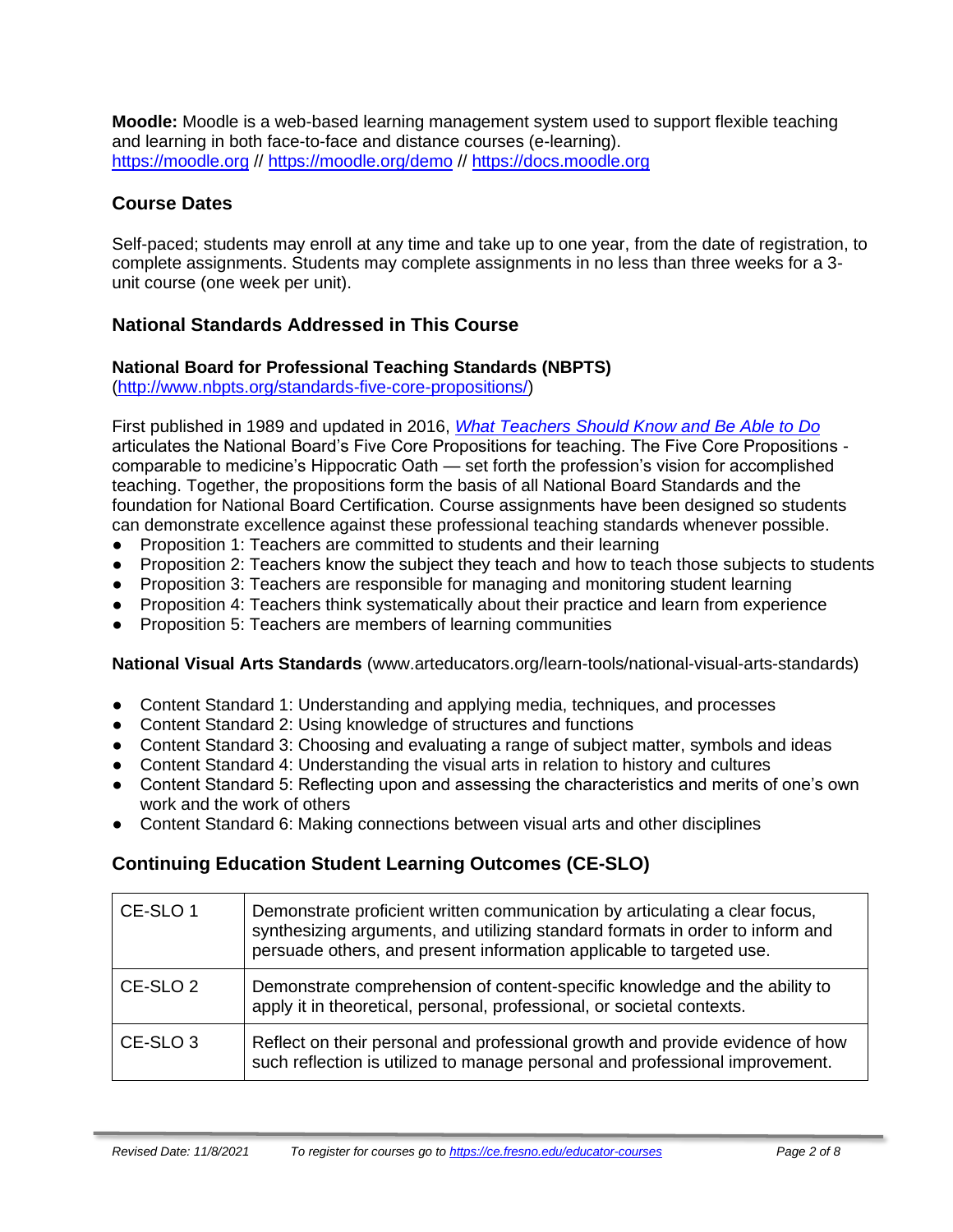**Moodle:** Moodle is a web-based learning management system used to support flexible teaching and learning in both face-to-face and distance courses (e-learning).
https://moodle.org // https://moodle.org/demo // https://docs.moodle.org

## Course Dates

Self-paced; students may enroll at any time and take up to one year, from the date of registration, to complete assignments. Students may complete assignments in no less than three weeks for a 3-unit course (one week per unit).

## National Standards Addressed in This Course

### National Board for Professional Teaching Standards (NBPTS)

(http://www.nbpts.org/standards-five-core-propositions/)

First published in 1989 and updated in 2016, *What Teachers Should Know and Be Able to Do* articulates the National Board's Five Core Propositions for teaching. The Five Core Propositions - comparable to medicine's Hippocratic Oath — set forth the profession's vision for accomplished teaching. Together, the propositions form the basis of all National Board Standards and the foundation for National Board Certification. Course assignments have been designed so students can demonstrate excellence against these professional teaching standards whenever possible.

- Proposition 1: Teachers are committed to students and their learning
- Proposition 2: Teachers know the subject they teach and how to teach those subjects to students
- Proposition 3: Teachers are responsible for managing and monitoring student learning
- Proposition 4: Teachers think systematically about their practice and learn from experience
- Proposition 5: Teachers are members of learning communities

**National Visual Arts Standards** (www.arteducators.org/learn-tools/national-visual-arts-standards)

- Content Standard 1: Understanding and applying media, techniques, and processes
- Content Standard 2: Using knowledge of structures and functions
- Content Standard 3: Choosing and evaluating a range of subject matter, symbols and ideas
- Content Standard 4: Understanding the visual arts in relation to history and cultures
- Content Standard 5: Reflecting upon and assessing the characteristics and merits of one's own work and the work of others
- Content Standard 6: Making connections between visual arts and other disciplines

## Continuing Education Student Learning Outcomes (CE-SLO)

| | |
|---|---|
| CE-SLO 1 | Demonstrate proficient written communication by articulating a clear focus, synthesizing arguments, and utilizing standard formats in order to inform and persuade others, and present information applicable to targeted use. |
| CE-SLO 2 | Demonstrate comprehension of content-specific knowledge and the ability to apply it in theoretical, personal, professional, or societal contexts. |
| CE-SLO 3 | Reflect on their personal and professional growth and provide evidence of how such reflection is utilized to manage personal and professional improvement. |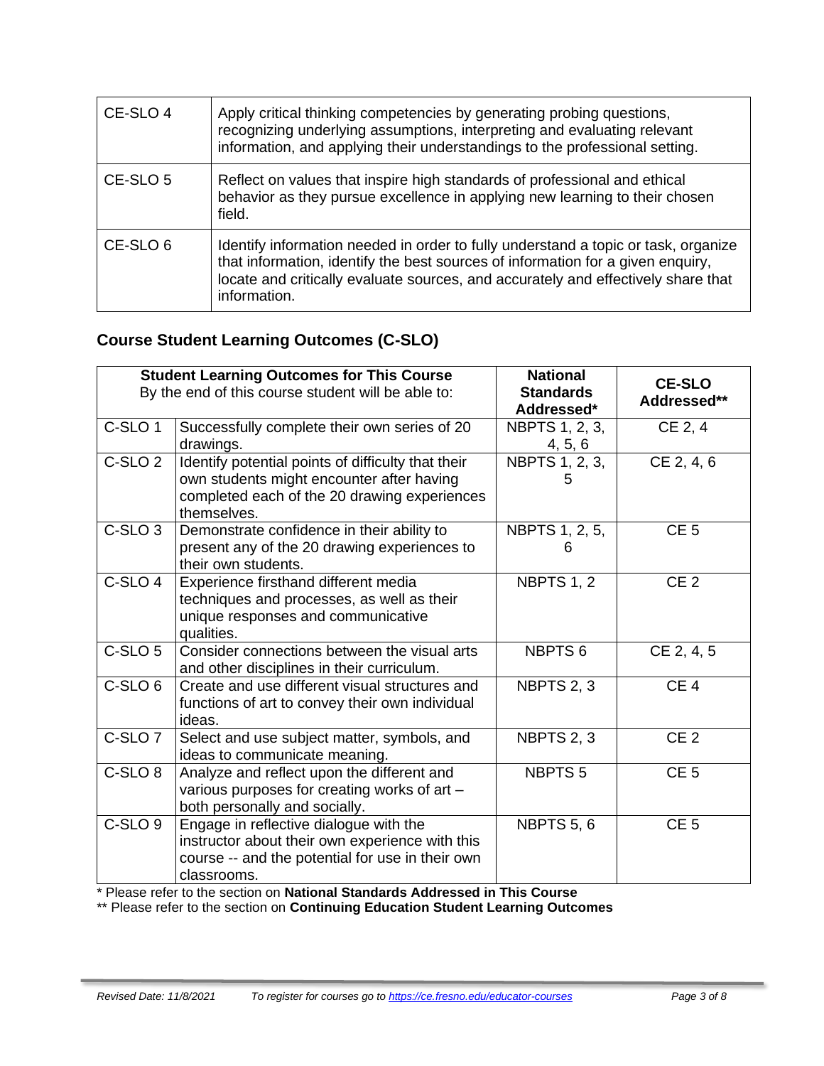| | |
|---|---|
| CE-SLO 4 | Apply critical thinking competencies by generating probing questions, recognizing underlying assumptions, interpreting and evaluating relevant information, and applying their understandings to the professional setting. |
| CE-SLO 5 | Reflect on values that inspire high standards of professional and ethical behavior as they pursue excellence in applying new learning to their chosen field. |
| CE-SLO 6 | Identify information needed in order to fully understand a topic or task, organize that information, identify the best sources of information for a given enquiry, locate and critically evaluate sources, and accurately and effectively share that information. |

## Course Student Learning Outcomes (C-SLO)

| **Student Learning Outcomes for This Course** By the end of this course student will be able to: | | **National Standards Addressed*** | **CE-SLO Addressed**** |
|---|---|---|---|
| C-SLO 1 | Successfully complete their own series of 20 drawings. | NBPTS 1, 2, 3, 4, 5, 6 | CE 2, 4 |
| C-SLO 2 | Identify potential points of difficulty that their own students might encounter after having completed each of the 20 drawing experiences themselves. | NBPTS 1, 2, 3, 5 | CE 2, 4, 6 |
| C-SLO 3 | Demonstrate confidence in their ability to present any of the 20 drawing experiences to their own students. | NBPTS 1, 2, 5, 6 | CE 5 |
| C-SLO 4 | Experience firsthand different media techniques and processes, as well as their unique responses and communicative qualities. | NBPTS 1, 2 | CE 2 |
| C-SLO 5 | Consider connections between the visual arts and other disciplines in their curriculum. | NBPTS 6 | CE 2, 4, 5 |
| C-SLO 6 | Create and use different visual structures and functions of art to convey their own individual ideas. | NBPTS 2, 3 | CE 4 |
| C-SLO 7 | Select and use subject matter, symbols, and ideas to communicate meaning. | NBPTS 2, 3 | CE 2 |
| C-SLO 8 | Analyze and reflect upon the different and various purposes for creating works of art – both personally and socially. | NBPTS 5 | CE 5 |
| C-SLO 9 | Engage in reflective dialogue with the instructor about their own experience with this course -- and the potential for use in their own classrooms. | NBPTS 5, 6 | CE 5 |

* Please refer to the section on **National Standards Addressed in This Course**

** Please refer to the section on **Continuing Education Student Learning Outcomes**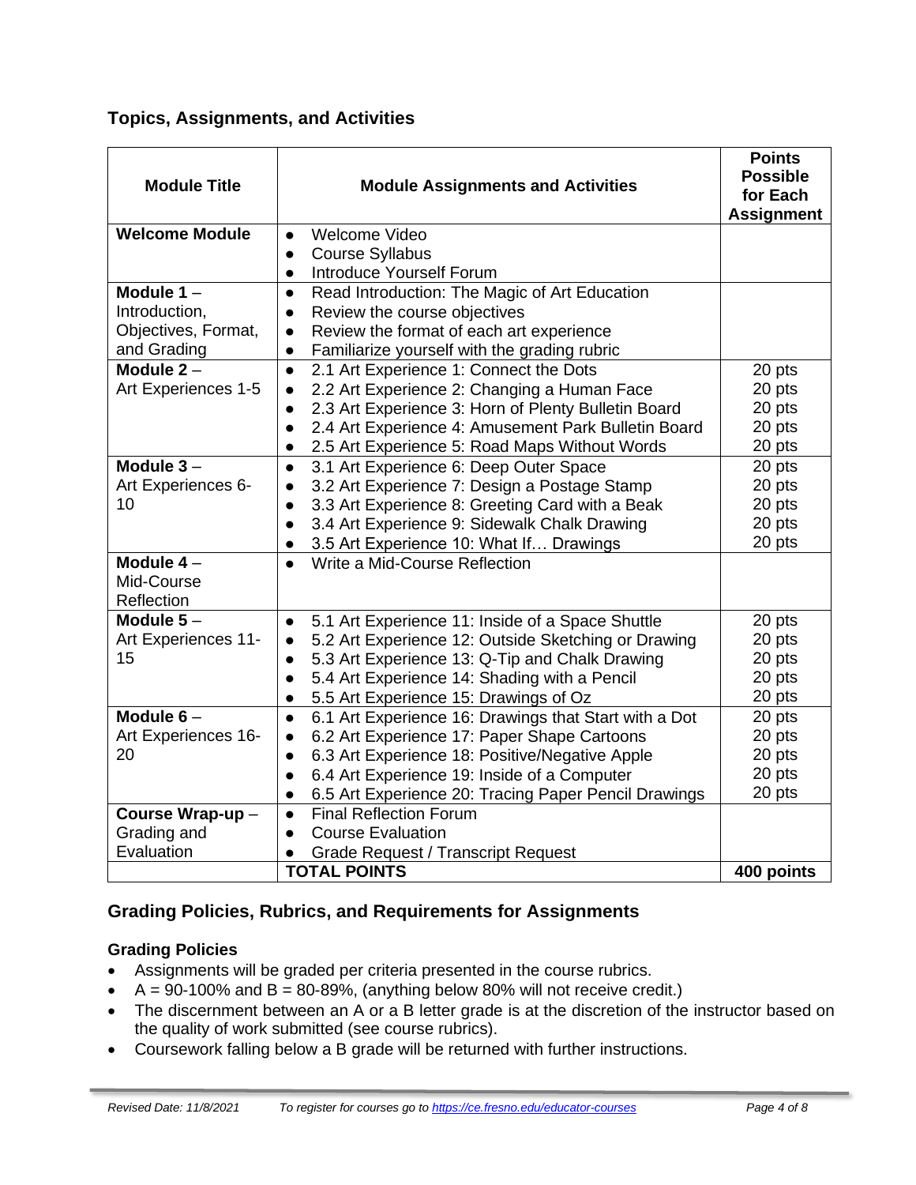## Topics, Assignments, and Activities

| Module Title | Module Assignments and Activities | Points Possible for Each Assignment |
|---|---|---|
| **Welcome Module** | • Welcome Video<br>• Course Syllabus<br>• Introduce Yourself Forum | |
| **Module 1** – Introduction, Objectives, Format, and Grading | • Read Introduction: The Magic of Art Education<br>• Review the course objectives<br>• Review the format of each art experience<br>• Familiarize yourself with the grading rubric | |
| **Module 2** – Art Experiences 1-5 | • 2.1 Art Experience 1: Connect the Dots<br>• 2.2 Art Experience 2: Changing a Human Face<br>• 2.3 Art Experience 3: Horn of Plenty Bulletin Board<br>• 2.4 Art Experience 4: Amusement Park Bulletin Board<br>• 2.5 Art Experience 5: Road Maps Without Words | 20 pts<br>20 pts<br>20 pts<br>20 pts<br>20 pts |
| **Module 3** – Art Experiences 6-10 | • 3.1 Art Experience 6: Deep Outer Space<br>• 3.2 Art Experience 7: Design a Postage Stamp<br>• 3.3 Art Experience 8: Greeting Card with a Beak<br>• 3.4 Art Experience 9: Sidewalk Chalk Drawing<br>• 3.5 Art Experience 10: What If… Drawings | 20 pts<br>20 pts<br>20 pts<br>20 pts<br>20 pts |
| **Module 4** – Mid-Course Reflection | • Write a Mid-Course Reflection | |
| **Module 5** – Art Experiences 11-15 | • 5.1 Art Experience 11: Inside of a Space Shuttle<br>• 5.2 Art Experience 12: Outside Sketching or Drawing<br>• 5.3 Art Experience 13: Q-Tip and Chalk Drawing<br>• 5.4 Art Experience 14: Shading with a Pencil<br>• 5.5 Art Experience 15: Drawings of Oz | 20 pts<br>20 pts<br>20 pts<br>20 pts<br>20 pts |
| **Module 6** – Art Experiences 16-20 | • 6.1 Art Experience 16: Drawings that Start with a Dot<br>• 6.2 Art Experience 17: Paper Shape Cartoons<br>• 6.3 Art Experience 18: Positive/Negative Apple<br>• 6.4 Art Experience 19: Inside of a Computer<br>• 6.5 Art Experience 20: Tracing Paper Pencil Drawings | 20 pts<br>20 pts<br>20 pts<br>20 pts<br>20 pts |
| **Course Wrap-up** – Grading and Evaluation | • Final Reflection Forum<br>• Course Evaluation<br>• Grade Request / Transcript Request | |
| | **TOTAL POINTS** | **400 points** |

## Grading Policies, Rubrics, and Requirements for Assignments

### Grading Policies

- Assignments will be graded per criteria presented in the course rubrics.
- A = 90-100% and B = 80-89%, (anything below 80% will not receive credit.)
- The discernment between an A or a B letter grade is at the discretion of the instructor based on the quality of work submitted (see course rubrics).
- Coursework falling below a B grade will be returned with further instructions.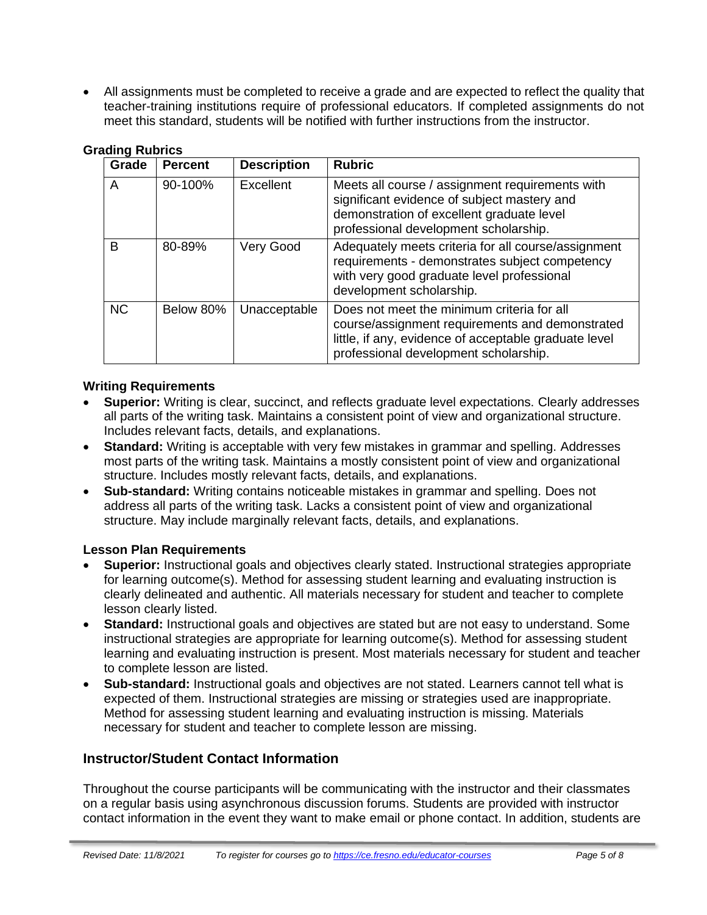- All assignments must be completed to receive a grade and are expected to reflect the quality that teacher-training institutions require of professional educators. If completed assignments do not meet this standard, students will be notified with further instructions from the instructor.

**Grading Rubrics**

| Grade | Percent | Description | Rubric |
|---|---|---|---|
| A | 90-100% | Excellent | Meets all course / assignment requirements with significant evidence of subject mastery and demonstration of excellent graduate level professional development scholarship. |
| B | 80-89% | Very Good | Adequately meets criteria for all course/assignment requirements - demonstrates subject competency with very good graduate level professional development scholarship. |
| NC | Below 80% | Unacceptable | Does not meet the minimum criteria for all course/assignment requirements and demonstrated little, if any, evidence of acceptable graduate level professional development scholarship. |

**Writing Requirements**

- **Superior:** Writing is clear, succinct, and reflects graduate level expectations. Clearly addresses all parts of the writing task. Maintains a consistent point of view and organizational structure. Includes relevant facts, details, and explanations.
- **Standard:** Writing is acceptable with very few mistakes in grammar and spelling. Addresses most parts of the writing task. Maintains a mostly consistent point of view and organizational structure. Includes mostly relevant facts, details, and explanations.
- **Sub-standard:** Writing contains noticeable mistakes in grammar and spelling. Does not address all parts of the writing task. Lacks a consistent point of view and organizational structure. May include marginally relevant facts, details, and explanations.

**Lesson Plan Requirements**

- **Superior:** Instructional goals and objectives clearly stated. Instructional strategies appropriate for learning outcome(s). Method for assessing student learning and evaluating instruction is clearly delineated and authentic. All materials necessary for student and teacher to complete lesson clearly listed.
- **Standard:** Instructional goals and objectives are stated but are not easy to understand. Some instructional strategies are appropriate for learning outcome(s). Method for assessing student learning and evaluating instruction is present. Most materials necessary for student and teacher to complete lesson are listed.
- **Sub-standard:** Instructional goals and objectives are not stated. Learners cannot tell what is expected of them. Instructional strategies are missing or strategies used are inappropriate. Method for assessing student learning and evaluating instruction is missing. Materials necessary for student and teacher to complete lesson are missing.

## Instructor/Student Contact Information

Throughout the course participants will be communicating with the instructor and their classmates on a regular basis using asynchronous discussion forums. Students are provided with instructor contact information in the event they want to make email or phone contact. In addition, students are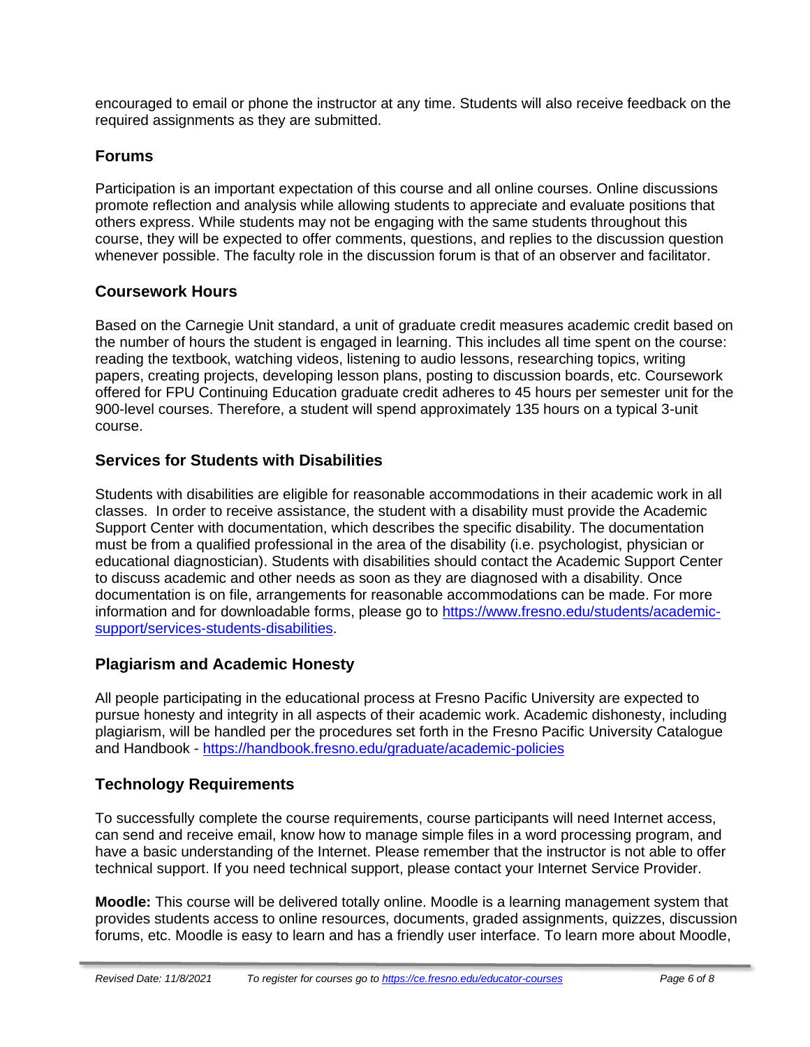encouraged to email or phone the instructor at any time. Students will also receive feedback on the required assignments as they are submitted.

## Forums

Participation is an important expectation of this course and all online courses. Online discussions promote reflection and analysis while allowing students to appreciate and evaluate positions that others express. While students may not be engaging with the same students throughout this course, they will be expected to offer comments, questions, and replies to the discussion question whenever possible. The faculty role in the discussion forum is that of an observer and facilitator.

## Coursework Hours

Based on the Carnegie Unit standard, a unit of graduate credit measures academic credit based on the number of hours the student is engaged in learning. This includes all time spent on the course: reading the textbook, watching videos, listening to audio lessons, researching topics, writing papers, creating projects, developing lesson plans, posting to discussion boards, etc. Coursework offered for FPU Continuing Education graduate credit adheres to 45 hours per semester unit for the 900-level courses. Therefore, a student will spend approximately 135 hours on a typical 3-unit course.

## Services for Students with Disabilities

Students with disabilities are eligible for reasonable accommodations in their academic work in all classes. In order to receive assistance, the student with a disability must provide the Academic Support Center with documentation, which describes the specific disability. The documentation must be from a qualified professional in the area of the disability (i.e. psychologist, physician or educational diagnostician). Students with disabilities should contact the Academic Support Center to discuss academic and other needs as soon as they are diagnosed with a disability. Once documentation is on file, arrangements for reasonable accommodations can be made. For more information and for downloadable forms, please go to [https://www.fresno.edu/students/academic-support/services-students-disabilities](https://www.fresno.edu/students/academic-support/services-students-disabilities).

## Plagiarism and Academic Honesty

All people participating in the educational process at Fresno Pacific University are expected to pursue honesty and integrity in all aspects of their academic work. Academic dishonesty, including plagiarism, will be handled per the procedures set forth in the Fresno Pacific University Catalogue and Handbook - [https://handbook.fresno.edu/graduate/academic-policies](https://handbook.fresno.edu/graduate/academic-policies)

## Technology Requirements

To successfully complete the course requirements, course participants will need Internet access, can send and receive email, know how to manage simple files in a word processing program, and have a basic understanding of the Internet. Please remember that the instructor is not able to offer technical support. If you need technical support, please contact your Internet Service Provider.

**Moodle:** This course will be delivered totally online. Moodle is a learning management system that provides students access to online resources, documents, graded assignments, quizzes, discussion forums, etc. Moodle is easy to learn and has a friendly user interface. To learn more about Moodle,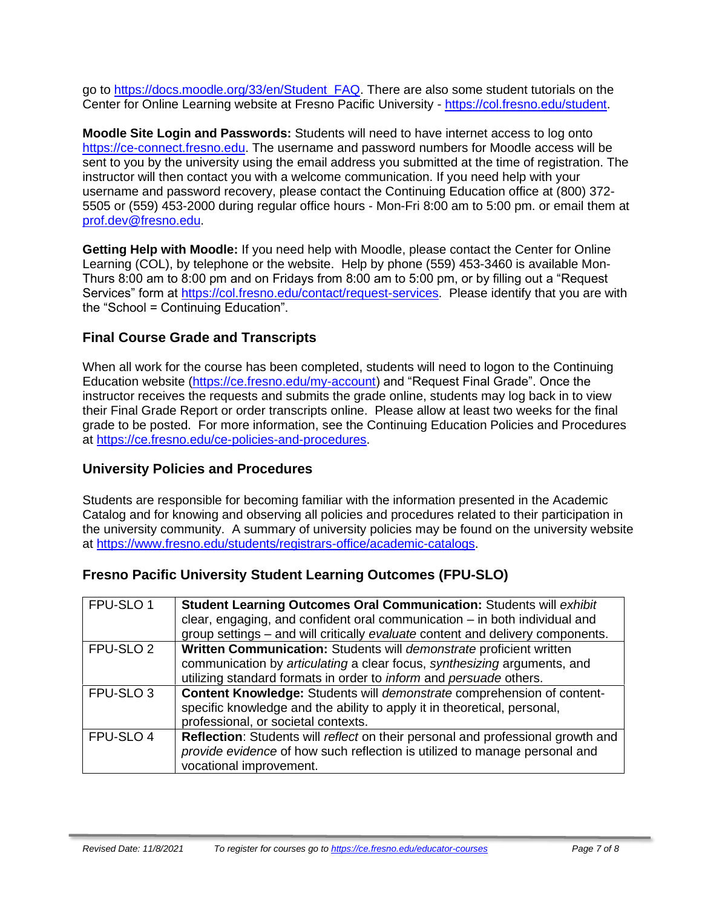go to https://docs.moodle.org/33/en/Student_FAQ. There are also some student tutorials on the Center for Online Learning website at Fresno Pacific University - https://col.fresno.edu/student.

**Moodle Site Login and Passwords:** Students will need to have internet access to log onto https://ce-connect.fresno.edu. The username and password numbers for Moodle access will be sent to you by the university using the email address you submitted at the time of registration. The instructor will then contact you with a welcome communication. If you need help with your username and password recovery, please contact the Continuing Education office at (800) 372-5505 or (559) 453-2000 during regular office hours - Mon-Fri 8:00 am to 5:00 pm. or email them at prof.dev@fresno.edu.

**Getting Help with Moodle:** If you need help with Moodle, please contact the Center for Online Learning (COL), by telephone or the website. Help by phone (559) 453-3460 is available Mon-Thurs 8:00 am to 8:00 pm and on Fridays from 8:00 am to 5:00 pm, or by filling out a "Request Services" form at https://col.fresno.edu/contact/request-services. Please identify that you are with the "School = Continuing Education".

## Final Course Grade and Transcripts

When all work for the course has been completed, students will need to logon to the Continuing Education website (https://ce.fresno.edu/my-account) and "Request Final Grade". Once the instructor receives the requests and submits the grade online, students may log back in to view their Final Grade Report or order transcripts online. Please allow at least two weeks for the final grade to be posted. For more information, see the Continuing Education Policies and Procedures at https://ce.fresno.edu/ce-policies-and-procedures.

## University Policies and Procedures

Students are responsible for becoming familiar with the information presented in the Academic Catalog and for knowing and observing all policies and procedures related to their participation in the university community. A summary of university policies may be found on the university website at https://www.fresno.edu/students/registrars-office/academic-catalogs.

## Fresno Pacific University Student Learning Outcomes (FPU-SLO)

| | |
|---|---|
| FPU-SLO 1 | **Student Learning Outcomes Oral Communication:** Students will *exhibit* clear, engaging, and confident oral communication – in both individual and group settings – and will critically *evaluate* content and delivery components. |
| FPU-SLO 2 | **Written Communication:** Students will *demonstrate* proficient written communication by *articulating* a clear focus, *synthesizing* arguments, and utilizing standard formats in order to *inform* and *persuade* others. |
| FPU-SLO 3 | **Content Knowledge:** Students will *demonstrate* comprehension of content-specific knowledge and the ability to apply it in theoretical, personal, professional, or societal contexts. |
| FPU-SLO 4 | **Reflection**: Students will *reflect* on their personal and professional growth and *provide evidence* of how such reflection is utilized to manage personal and vocational improvement. |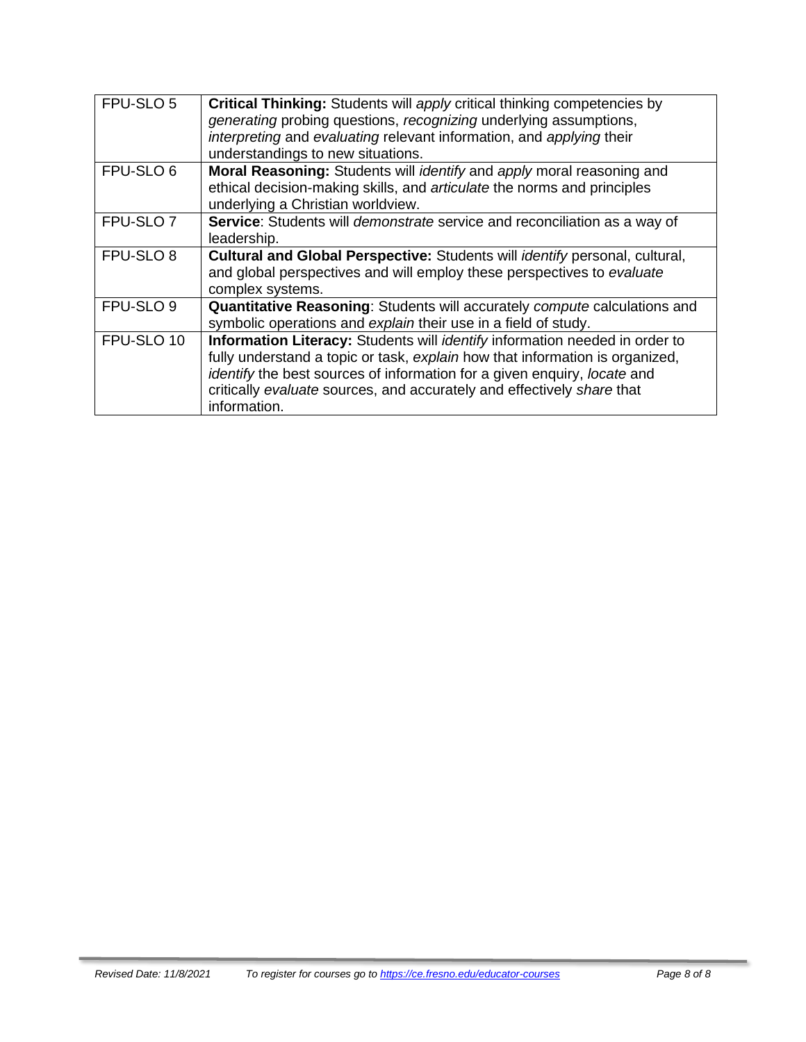| | |
|---|---|
| FPU-SLO 5 | **Critical Thinking:** Students will *apply* critical thinking competencies by *generating* probing questions, *recognizing* underlying assumptions, *interpreting* and *evaluating* relevant information, and *applying* their understandings to new situations. |
| FPU-SLO 6 | **Moral Reasoning:** Students will *identify* and *apply* moral reasoning and ethical decision-making skills, and *articulate* the norms and principles underlying a Christian worldview. |
| FPU-SLO 7 | **Service**: Students will *demonstrate* service and reconciliation as a way of leadership. |
| FPU-SLO 8 | **Cultural and Global Perspective:** Students will *identify* personal, cultural, and global perspectives and will employ these perspectives to *evaluate* complex systems. |
| FPU-SLO 9 | **Quantitative Reasoning**: Students will accurately *compute* calculations and symbolic operations and *explain* their use in a field of study. |
| FPU-SLO 10 | **Information Literacy:** Students will *identify* information needed in order to fully understand a topic or task, *explain* how that information is organized, *identify* the best sources of information for a given enquiry, *locate* and critically *evaluate* sources, and accurately and effectively *share* that information. |